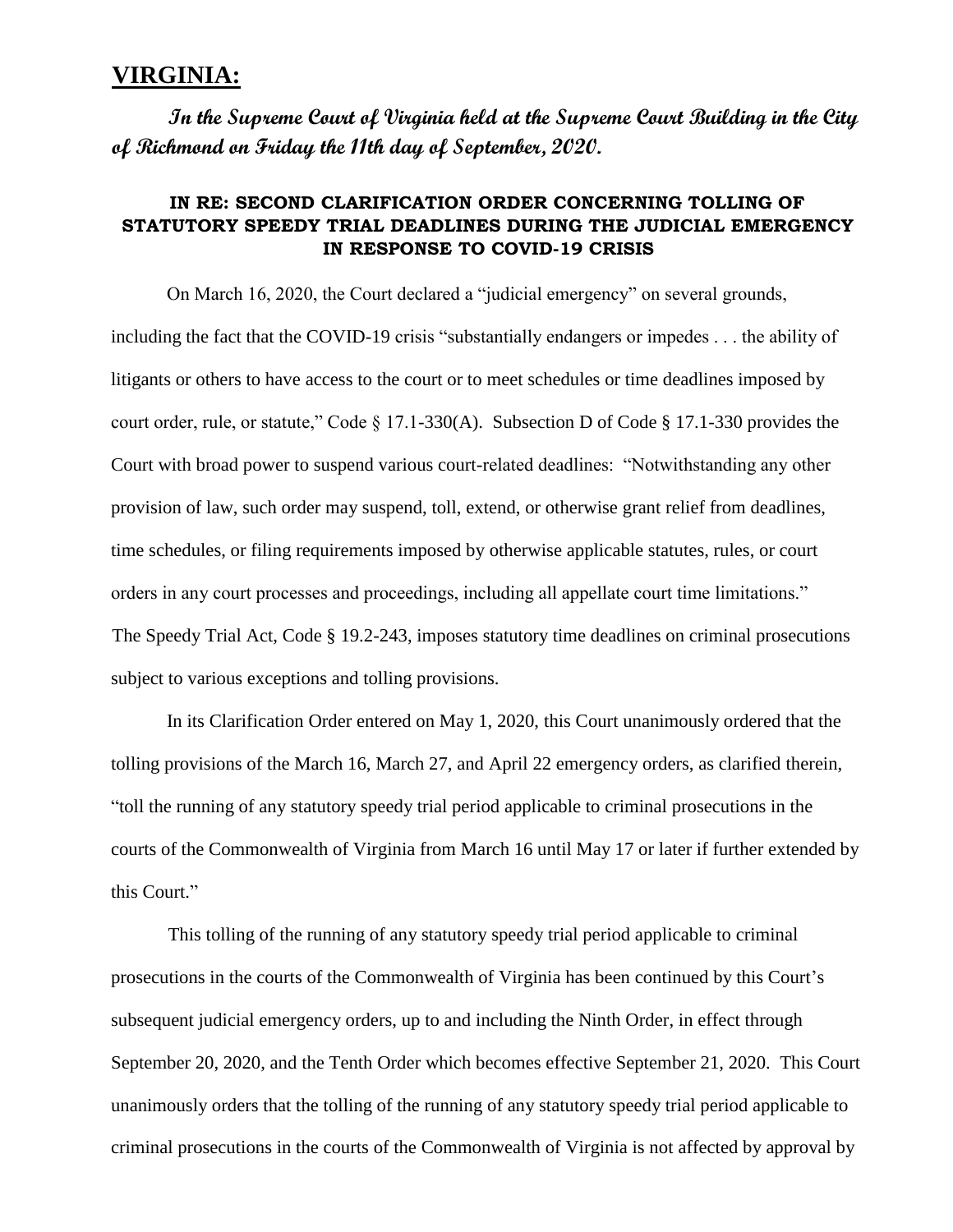# VIRGINIA:

***In the Supreme Court of Virginia held at the Supreme Court Building in the City of Richmond on Friday the 11th day of September, 2020.***

## IN RE: SECOND CLARIFICATION ORDER CONCERNING TOLLING OF STATUTORY SPEEDY TRIAL DEADLINES DURING THE JUDICIAL EMERGENCY IN RESPONSE TO COVID-19 CRISIS

On March 16, 2020, the Court declared a "judicial emergency" on several grounds, including the fact that the COVID-19 crisis "substantially endangers or impedes . . . the ability of litigants or others to have access to the court or to meet schedules or time deadlines imposed by court order, rule, or statute," Code § 17.1-330(A). Subsection D of Code § 17.1-330 provides the Court with broad power to suspend various court-related deadlines: "Notwithstanding any other provision of law, such order may suspend, toll, extend, or otherwise grant relief from deadlines, time schedules, or filing requirements imposed by otherwise applicable statutes, rules, or court orders in any court processes and proceedings, including all appellate court time limitations." The Speedy Trial Act, Code § 19.2-243, imposes statutory time deadlines on criminal prosecutions subject to various exceptions and tolling provisions.

In its Clarification Order entered on May 1, 2020, this Court unanimously ordered that the tolling provisions of the March 16, March 27, and April 22 emergency orders, as clarified therein, "toll the running of any statutory speedy trial period applicable to criminal prosecutions in the courts of the Commonwealth of Virginia from March 16 until May 17 or later if further extended by this Court."

This tolling of the running of any statutory speedy trial period applicable to criminal prosecutions in the courts of the Commonwealth of Virginia has been continued by this Court's subsequent judicial emergency orders, up to and including the Ninth Order, in effect through September 20, 2020, and the Tenth Order which becomes effective September 21, 2020. This Court unanimously orders that the tolling of the running of any statutory speedy trial period applicable to criminal prosecutions in the courts of the Commonwealth of Virginia is not affected by approval by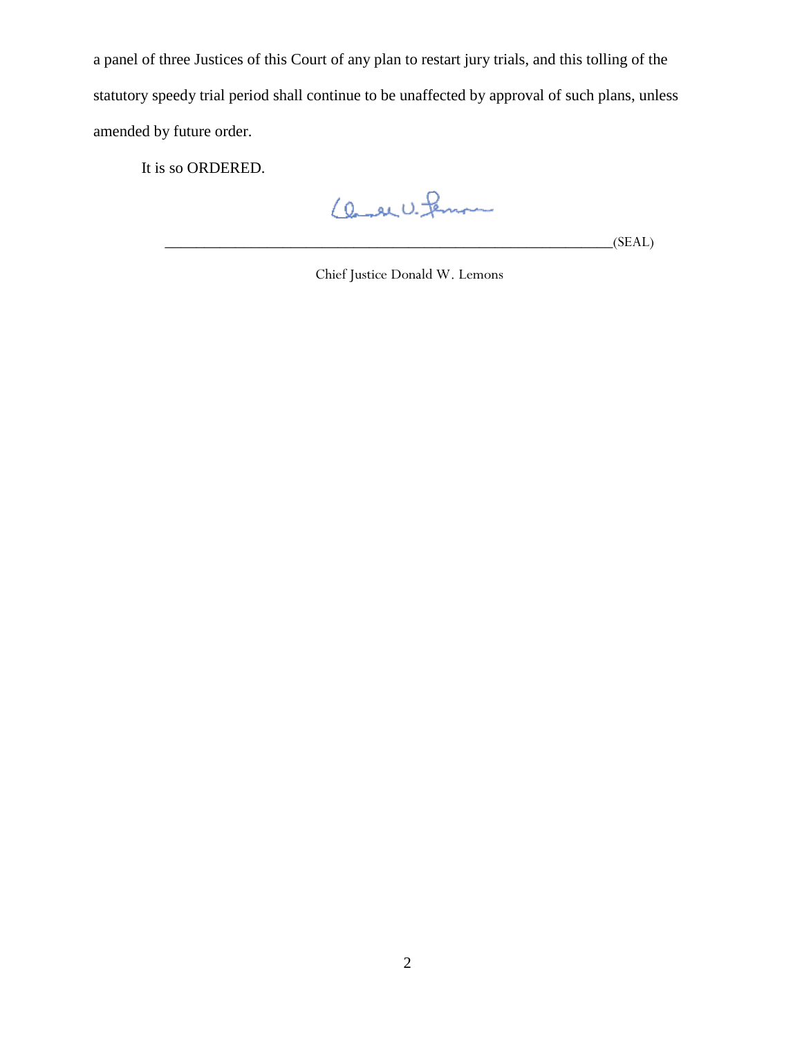a panel of three Justices of this Court of any plan to restart jury trials, and this tolling of the statutory speedy trial period shall continue to be unaffected by approval of such plans, unless amended by future order.

It is so ORDERED.

\_\_\_\_\_\_\_\_\_\_\_\_\_\_\_\_\_\_\_\_\_\_\_\_\_\_\_\_\_\_\_\_\_\_\_\_\_\_\_\_\_\_\_\_\_\_\_\_\_\_\_\_\_\_\_\_\_\_\_\_(SEAL)

Chief Justice Donald W. Lemons